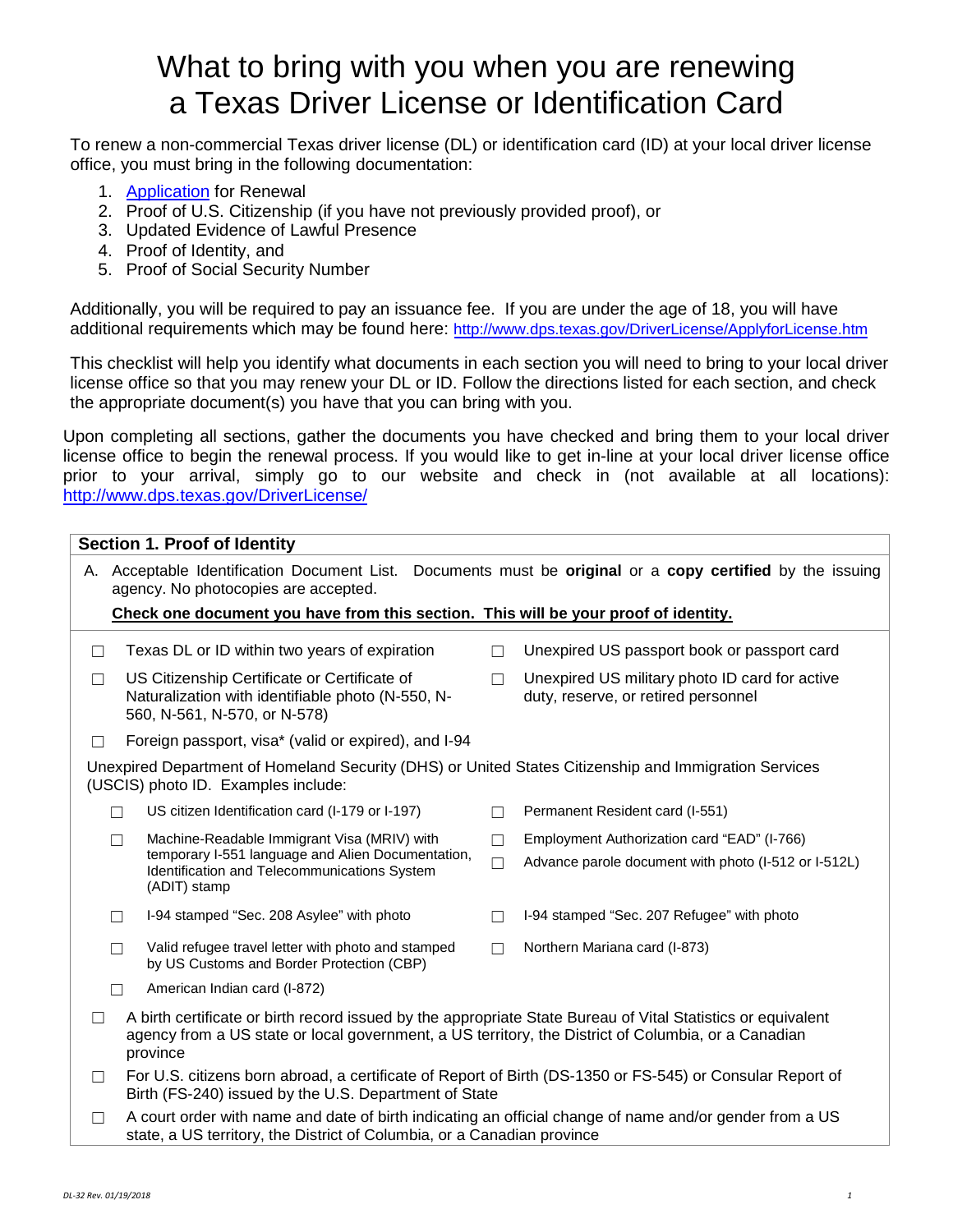# What to bring with you when you are renewing a Texas Driver License or Identification Card

To renew a non-commercial Texas driver license (DL) or identification card (ID) at your local driver license office, you must bring in the following documentation:

1. Application for Renewal
2. Proof of U.S. Citizenship (if you have not previously provided proof), or
3. Updated Evidence of Lawful Presence
4. Proof of Identity, and
5. Proof of Social Security Number

Additionally, you will be required to pay an issuance fee. If you are under the age of 18, you will have additional requirements which may be found here: http://www.dps.texas.gov/DriverLicense/ApplyforLicense.htm

This checklist will help you identify what documents in each section you will need to bring to your local driver license office so that you may renew your DL or ID. Follow the directions listed for each section, and check the appropriate document(s) you have that you can bring with you.

Upon completing all sections, gather the documents you have checked and bring them to your local driver license office to begin the renewal process. If you would like to get in-line at your local driver license office prior to your arrival, simply go to our website and check in (not available at all locations): http://www.dps.texas.gov/DriverLicense/

## Section 1. Proof of Identity

A. Acceptable Identification Document List. Documents must be **original** or a **copy certified** by the issuing agency. No photocopies are accepted.

**Check one document you have from this section. This will be your proof of identity.**

- ☐ Texas DL or ID within two years of expiration
- ☐ Unexpired US passport book or passport card
- ☐ US Citizenship Certificate or Certificate of Naturalization with identifiable photo (N-550, N-560, N-561, N-570, or N-578)
- ☐ Unexpired US military photo ID card for active duty, reserve, or retired personnel
- ☐ Foreign passport, visa* (valid or expired), and I-94

Unexpired Department of Homeland Security (DHS) or United States Citizenship and Immigration Services (USCIS) photo ID. Examples include:

- ☐ US citizen Identification card (I-179 or I-197)
- ☐ Permanent Resident card (I-551)
- ☐ Machine-Readable Immigrant Visa (MRIV) with temporary I-551 language and Alien Documentation, Identification and Telecommunications System (ADIT) stamp
- ☐ Employment Authorization card "EAD" (I-766)
- ☐ Advance parole document with photo (I-512 or I-512L)
- ☐ I-94 stamped "Sec. 208 Asylee" with photo
- ☐ I-94 stamped "Sec. 207 Refugee" with photo
- ☐ Valid refugee travel letter with photo and stamped by US Customs and Border Protection (CBP)
- ☐ Northern Mariana card (I-873)
- ☐ American Indian card (I-872)

- ☐ A birth certificate or birth record issued by the appropriate State Bureau of Vital Statistics or equivalent agency from a US state or local government, a US territory, the District of Columbia, or a Canadian province
- ☐ For U.S. citizens born abroad, a certificate of Report of Birth (DS-1350 or FS-545) or Consular Report of Birth (FS-240) issued by the U.S. Department of State
- ☐ A court order with name and date of birth indicating an official change of name and/or gender from a US state, a US territory, the District of Columbia, or a Canadian province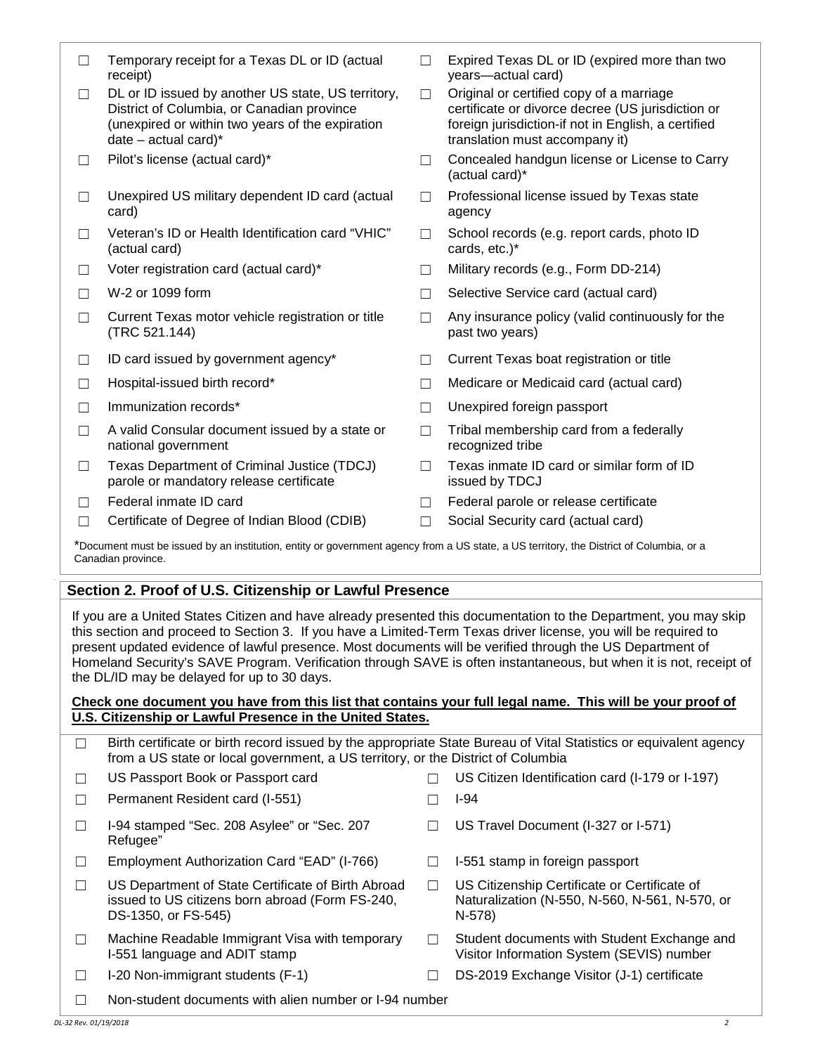- ☐ Temporary receipt for a Texas DL or ID (actual receipt)
- ☐ DL or ID issued by another US state, US territory, District of Columbia, or Canadian province (unexpired or within two years of the expiration date – actual card)*
- ☐ Pilot's license (actual card)*
- ☐ Unexpired US military dependent ID card (actual card)
- ☐ Veteran's ID or Health Identification card "VHIC" (actual card)
- ☐ Voter registration card (actual card)*
- ☐ W-2 or 1099 form
- ☐ Current Texas motor vehicle registration or title (TRC 521.144)
- ☐ ID card issued by government agency*
- ☐ Hospital-issued birth record*
- ☐ Immunization records*
- ☐ A valid Consular document issued by a state or national government
- ☐ Texas Department of Criminal Justice (TDCJ) parole or mandatory release certificate
- ☐ Federal inmate ID card
- ☐ Certificate of Degree of Indian Blood (CDIB)
- ☐ Expired Texas DL or ID (expired more than two years—actual card)
- ☐ Original or certified copy of a marriage certificate or divorce decree (US jurisdiction or foreign jurisdiction-if not in English, a certified translation must accompany it)
- ☐ Concealed handgun license or License to Carry (actual card)*
- ☐ Professional license issued by Texas state agency
- ☐ School records (e.g. report cards, photo ID cards, etc.)*
- ☐ Military records (e.g., Form DD-214)
- ☐ Selective Service card (actual card)
- ☐ Any insurance policy (valid continuously for the past two years)
- ☐ Current Texas boat registration or title
- ☐ Medicare or Medicaid card (actual card)
- ☐ Unexpired foreign passport
- ☐ Tribal membership card from a federally recognized tribe
- ☐ Texas inmate ID card or similar form of ID issued by TDCJ
- ☐ Federal parole or release certificate
- ☐ Social Security card (actual card)

*Document must be issued by an institution, entity or government agency from a US state, a US territory, the District of Columbia, or a Canadian province.

## Section 2. Proof of U.S. Citizenship or Lawful Presence

If you are a United States Citizen and have already presented this documentation to the Department, you may skip this section and proceed to Section 3. If you have a Limited-Term Texas driver license, you will be required to present updated evidence of lawful presence. Most documents will be verified through the US Department of Homeland Security's SAVE Program. Verification through SAVE is often instantaneous, but when it is not, receipt of the DL/ID may be delayed for up to 30 days.

**Check one document you have from this list that contains your full legal name. This will be your proof of U.S. Citizenship or Lawful Presence in the United States.**

- ☐ Birth certificate or birth record issued by the appropriate State Bureau of Vital Statistics or equivalent agency from a US state or local government, a US territory, or the District of Columbia
- ☐ US Passport Book or Passport card
- ☐ Permanent Resident card (I-551)
- ☐ I-94 stamped "Sec. 208 Asylee" or "Sec. 207 Refugee"
- ☐ Employment Authorization Card "EAD" (I-766)
- ☐ US Department of State Certificate of Birth Abroad issued to US citizens born abroad (Form FS-240, DS-1350, or FS-545)
- ☐ Machine Readable Immigrant Visa with temporary I-551 language and ADIT stamp
- ☐ I-20 Non-immigrant students (F-1)
- ☐ US Citizen Identification card (I-179 or I-197)
- ☐ I-94
- ☐ US Travel Document (I-327 or I-571)
- ☐ I-551 stamp in foreign passport
- ☐ US Citizenship Certificate or Certificate of Naturalization (N-550, N-560, N-561, N-570, or N-578)
- ☐ Student documents with Student Exchange and Visitor Information System (SEVIS) number
- ☐ DS-2019 Exchange Visitor (J-1) certificate
- ☐ Non-student documents with alien number or I-94 number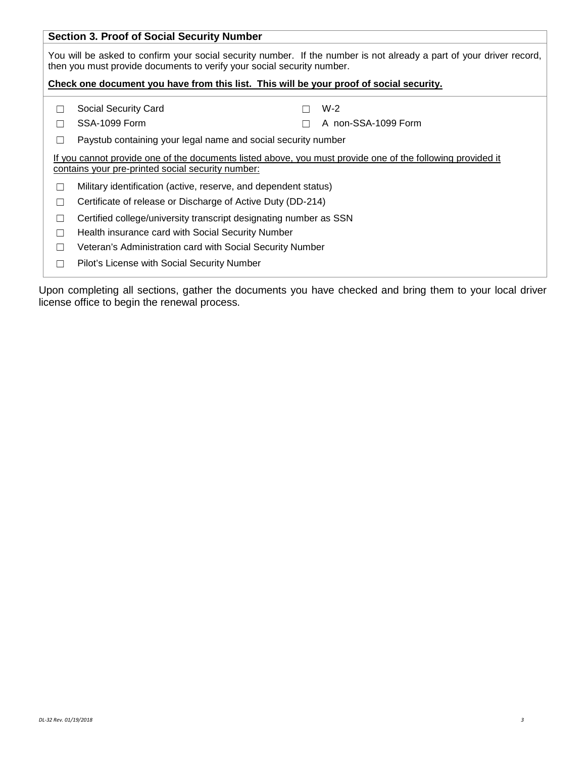## Section 3. Proof of Social Security Number

You will be asked to confirm your social security number. If the number is not already a part of your driver record, then you must provide documents to verify your social security number.

**Check one document you have from this list. This will be your proof of social security.**

- ☐ Social Security Card
- ☐ W-2
- ☐ SSA-1099 Form
- ☐ A non-SSA-1099 Form
- ☐ Paystub containing your legal name and social security number

If you cannot provide one of the documents listed above, you must provide one of the following provided it contains your pre-printed social security number:

- ☐ Military identification (active, reserve, and dependent status)
- ☐ Certificate of release or Discharge of Active Duty (DD-214)
- ☐ Certified college/university transcript designating number as SSN
- ☐ Health insurance card with Social Security Number
- ☐ Veteran's Administration card with Social Security Number
- ☐ Pilot's License with Social Security Number

Upon completing all sections, gather the documents you have checked and bring them to your local driver license office to begin the renewal process.

*DL-32 Rev. 01/19/2018*